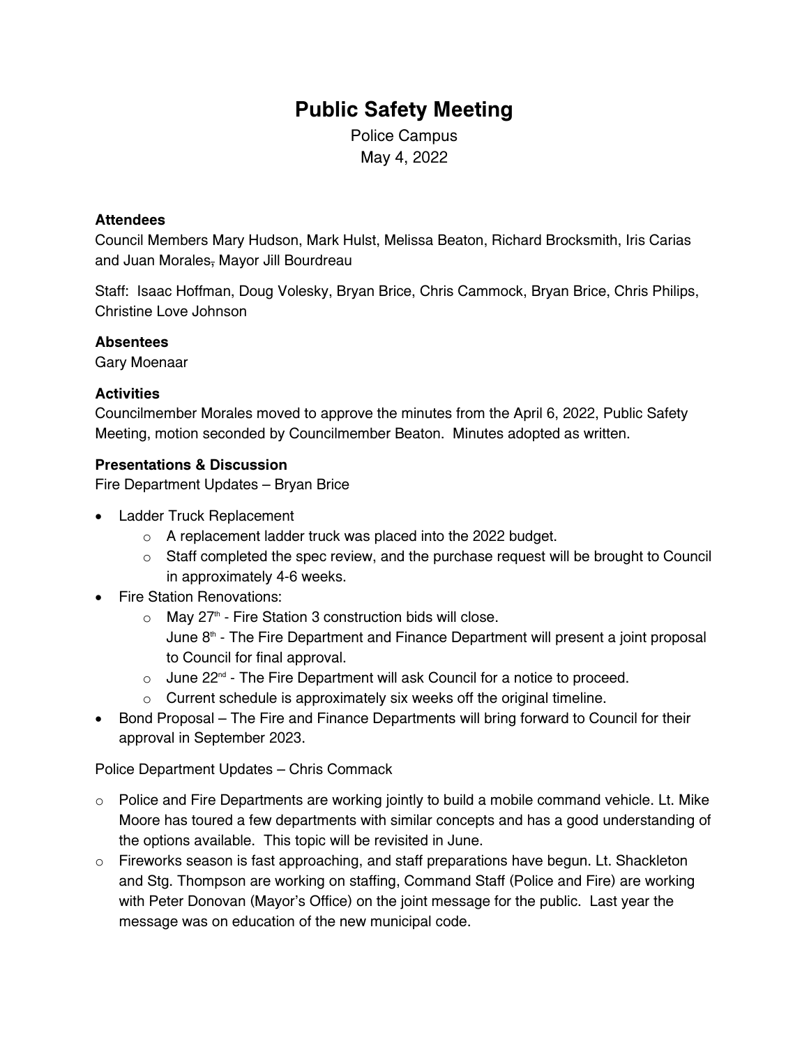# Public Safety Meeting

Police Campus
May 4, 2022

**Attendees**
Council Members Mary Hudson, Mark Hulst, Melissa Beaton, Richard Brocksmith, Iris Carias and Juan Morales, Mayor Jill Bourdreau

Staff: Isaac Hoffman, Doug Volesky, Bryan Brice, Chris Cammock, Bryan Brice, Chris Philips, Christine Love Johnson

**Absentees**
Gary Moenaar

**Activities**
Councilmember Morales moved to approve the minutes from the April 6, 2022, Public Safety Meeting, motion seconded by Councilmember Beaton. Minutes adopted as written.

**Presentations & Discussion**
Fire Department Updates – Bryan Brice

- Ladder Truck Replacement
  - A replacement ladder truck was placed into the 2022 budget.
  - Staff completed the spec review, and the purchase request will be brought to Council in approximately 4-6 weeks.
- Fire Station Renovations:
  - May 27th - Fire Station 3 construction bids will close.
    June 8th - The Fire Department and Finance Department will present a joint proposal to Council for final approval.
  - June 22nd - The Fire Department will ask Council for a notice to proceed.
  - Current schedule is approximately six weeks off the original timeline.
- Bond Proposal – The Fire and Finance Departments will bring forward to Council for their approval in September 2023.

Police Department Updates – Chris Commack

- Police and Fire Departments are working jointly to build a mobile command vehicle. Lt. Mike Moore has toured a few departments with similar concepts and has a good understanding of the options available. This topic will be revisited in June.
- Fireworks season is fast approaching, and staff preparations have begun. Lt. Shackleton and Stg. Thompson are working on staffing, Command Staff (Police and Fire) are working with Peter Donovan (Mayor's Office) on the joint message for the public. Last year the message was on education of the new municipal code.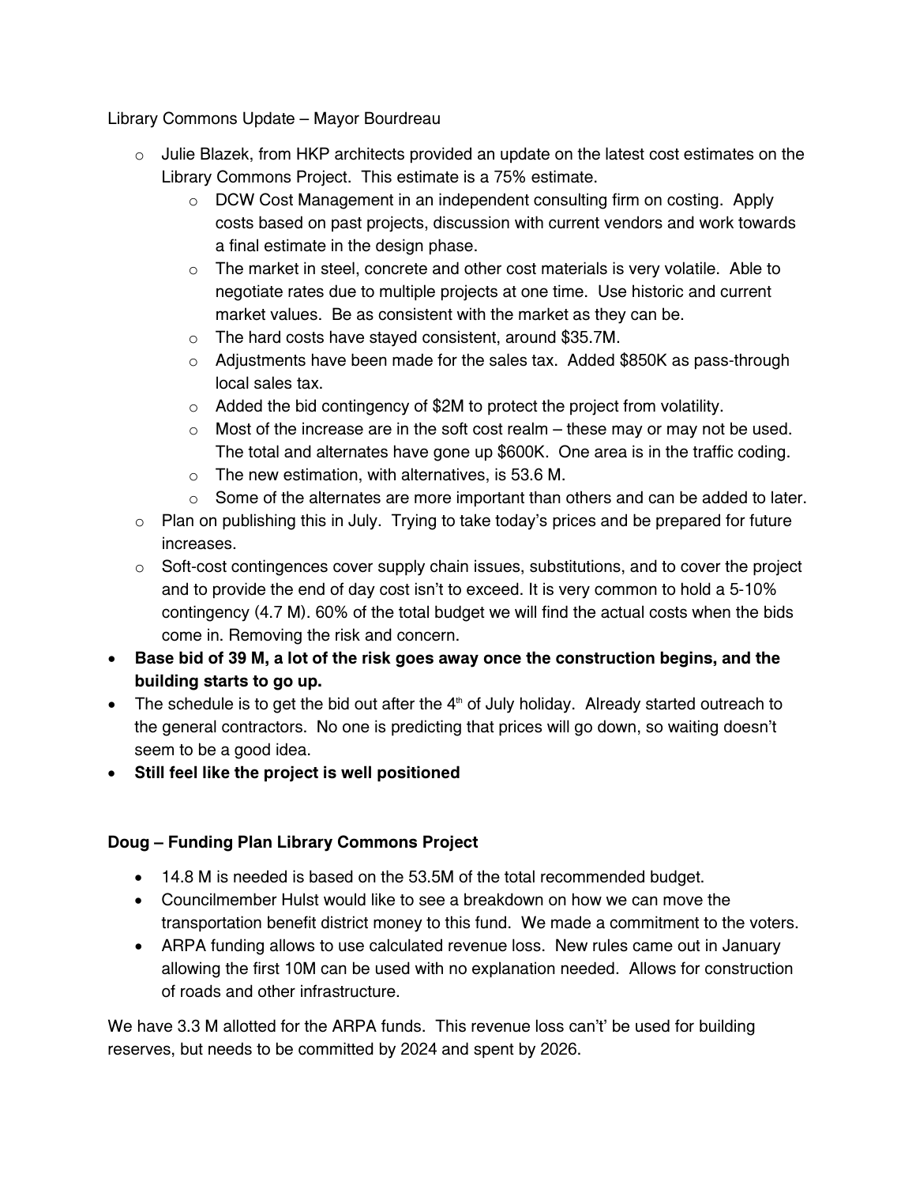Library Commons Update – Mayor Bourdreau

- Julie Blazek, from HKP architects provided an update on the latest cost estimates on the Library Commons Project. This estimate is a 75% estimate.
  - DCW Cost Management in an independent consulting firm on costing. Apply costs based on past projects, discussion with current vendors and work towards a final estimate in the design phase.
  - The market in steel, concrete and other cost materials is very volatile. Able to negotiate rates due to multiple projects at one time. Use historic and current market values. Be as consistent with the market as they can be.
  - The hard costs have stayed consistent, around $35.7M.
  - Adjustments have been made for the sales tax. Added $850K as pass-through local sales tax.
  - Added the bid contingency of $2M to protect the project from volatility.
  - Most of the increase are in the soft cost realm – these may or may not be used. The total and alternates have gone up $600K. One area is in the traffic coding.
  - The new estimation, with alternatives, is 53.6 M.
  - Some of the alternates are more important than others and can be added to later.
- Plan on publishing this in July. Trying to take today's prices and be prepared for future increases.
- Soft-cost contingences cover supply chain issues, substitutions, and to cover the project and to provide the end of day cost isn't to exceed. It is very common to hold a 5-10% contingency (4.7 M). 60% of the total budget we will find the actual costs when the bids come in. Removing the risk and concern.

- **Base bid of 39 M, a lot of the risk goes away once the construction begins, and the building starts to go up.**
- The schedule is to get the bid out after the 4th of July holiday. Already started outreach to the general contractors. No one is predicting that prices will go down, so waiting doesn't seem to be a good idea.
- **Still feel like the project is well positioned**

**Doug – Funding Plan Library Commons Project**

- 14.8 M is needed is based on the 53.5M of the total recommended budget.
- Councilmember Hulst would like to see a breakdown on how we can move the transportation benefit district money to this fund. We made a commitment to the voters.
- ARPA funding allows to use calculated revenue loss. New rules came out in January allowing the first 10M can be used with no explanation needed. Allows for construction of roads and other infrastructure.

We have 3.3 M allotted for the ARPA funds. This revenue loss can't' be used for building reserves, but needs to be committed by 2024 and spent by 2026.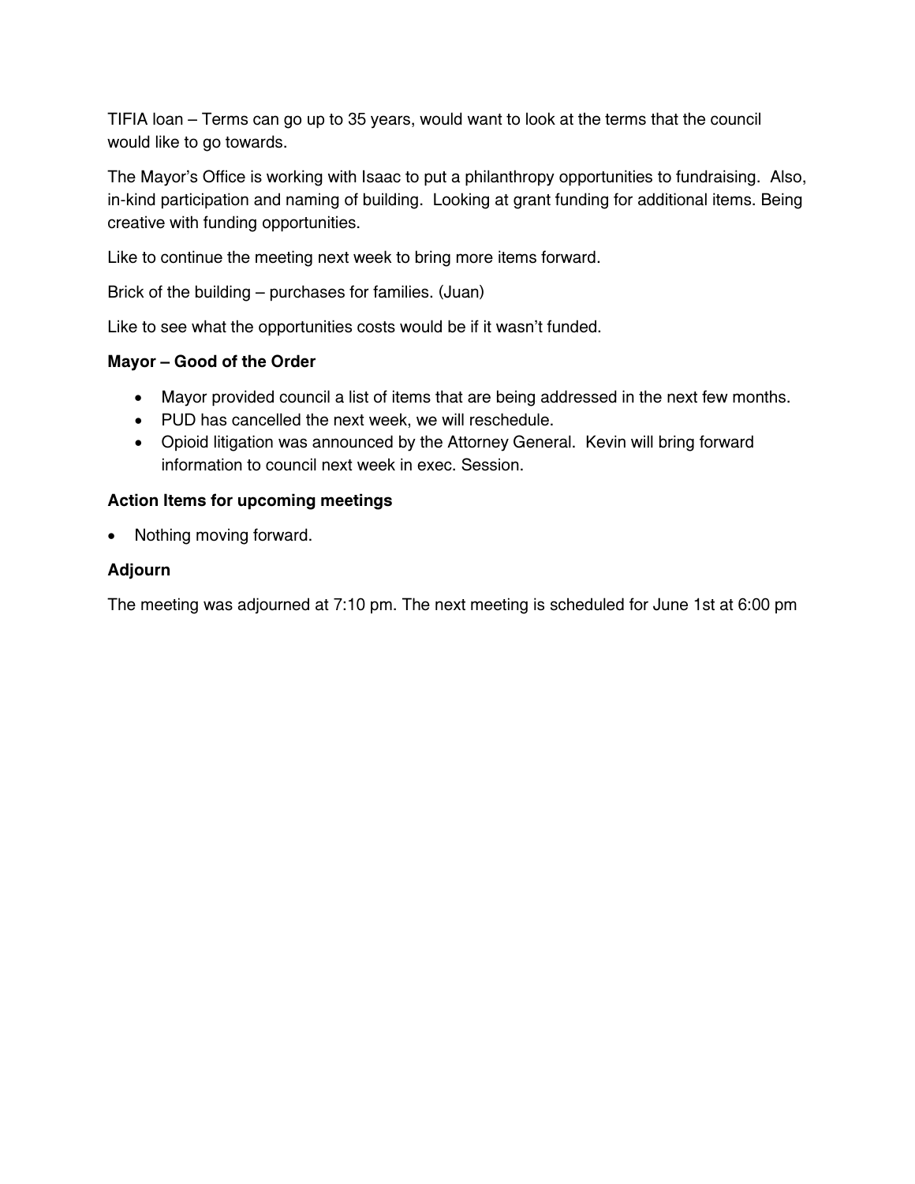TIFIA loan – Terms can go up to 35 years, would want to look at the terms that the council would like to go towards.

The Mayor's Office is working with Isaac to put a philanthropy opportunities to fundraising. Also, in-kind participation and naming of building. Looking at grant funding for additional items. Being creative with funding opportunities.

Like to continue the meeting next week to bring more items forward.

Brick of the building – purchases for families. (Juan)

Like to see what the opportunities costs would be if it wasn't funded.

**Mayor – Good of the Order**

- Mayor provided council a list of items that are being addressed in the next few months.
- PUD has cancelled the next week, we will reschedule.
- Opioid litigation was announced by the Attorney General. Kevin will bring forward information to council next week in exec. Session.

**Action Items for upcoming meetings**

- Nothing moving forward.

**Adjourn**

The meeting was adjourned at 7:10 pm. The next meeting is scheduled for June 1st at 6:00 pm